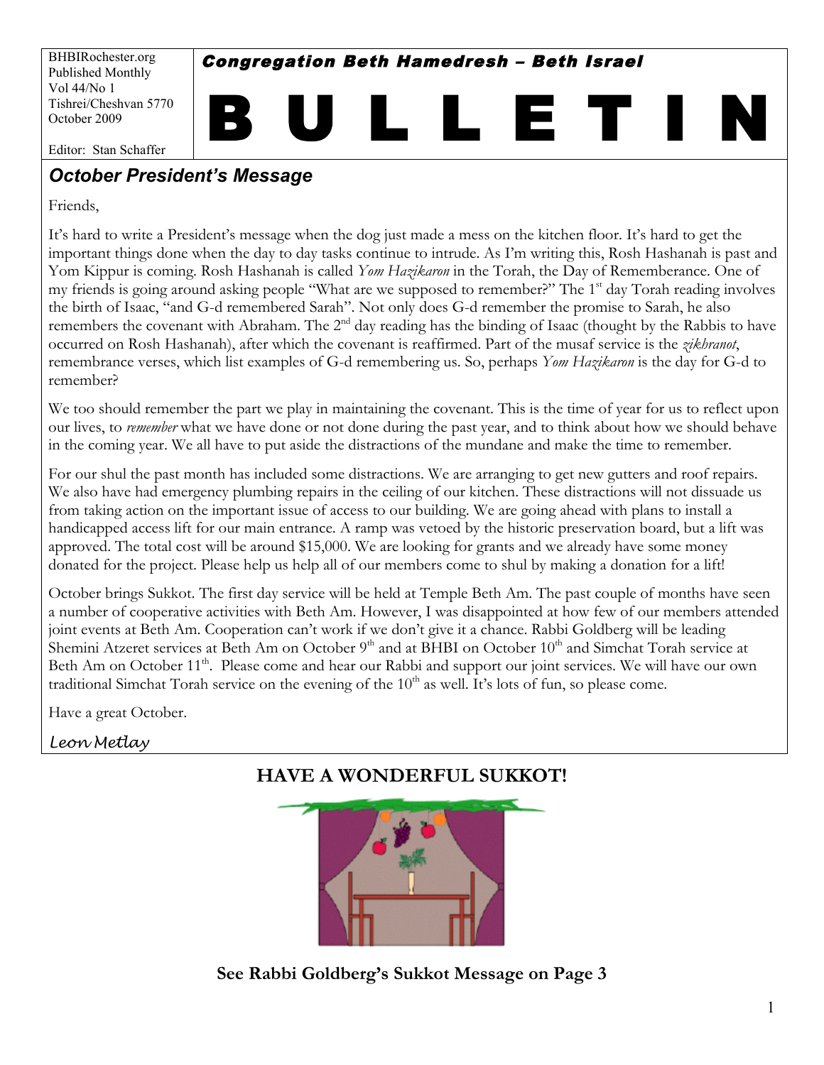BHBIRochester.org
Published Monthly
Vol 44/No 1
Tishrei/Cheshvan 5770
October 2009

Editor: Stan Schaffer

**Congregation Beth Hamedresh – Beth Israel**

# B U L L E T I N

## October President's Message

Friends,

It's hard to write a President's message when the dog just made a mess on the kitchen floor. It's hard to get the important things done when the day to day tasks continue to intrude. As I'm writing this, Rosh Hashanah is past and Yom Kippur is coming. Rosh Hashanah is called *Yom Hazikaron* in the Torah, the Day of Rememberance. One of my friends is going around asking people "What are we supposed to remember?" The 1st day Torah reading involves the birth of Isaac, "and G-d remembered Sarah". Not only does G-d remember the promise to Sarah, he also remembers the covenant with Abraham. The 2nd day reading has the binding of Isaac (thought by the Rabbis to have occurred on Rosh Hashanah), after which the covenant is reaffirmed. Part of the musaf service is the *zikhranot*, remembrance verses, which list examples of G-d remembering us. So, perhaps *Yom Hazikaron* is the day for G-d to remember?

We too should remember the part we play in maintaining the covenant. This is the time of year for us to reflect upon our lives, to *remember* what we have done or not done during the past year, and to think about how we should behave in the coming year. We all have to put aside the distractions of the mundane and make the time to remember.

For our shul the past month has included some distractions. We are arranging to get new gutters and roof repairs. We also have had emergency plumbing repairs in the ceiling of our kitchen. These distractions will not dissuade us from taking action on the important issue of access to our building. We are going ahead with plans to install a handicapped access lift for our main entrance. A ramp was vetoed by the historic preservation board, but a lift was approved. The total cost will be around $15,000. We are looking for grants and we already have some money donated for the project. Please help us help all of our members come to shul by making a donation for a lift!

October brings Sukkot. The first day service will be held at Temple Beth Am. The past couple of months have seen a number of cooperative activities with Beth Am. However, I was disappointed at how few of our members attended joint events at Beth Am. Cooperation can't work if we don't give it a chance. Rabbi Goldberg will be leading Shemini Atzeret services at Beth Am on October 9th and at BHBI on October 10th and Simchat Torah service at Beth Am on October 11th. Please come and hear our Rabbi and support our joint services. We will have our own traditional Simchat Torah service on the evening of the 10th as well. It's lots of fun, so please come.

Have a great October.

*Leon Metlay*

## HAVE A WONDERFUL SUKKOT!

**See Rabbi Goldberg's Sukkot Message on Page 3**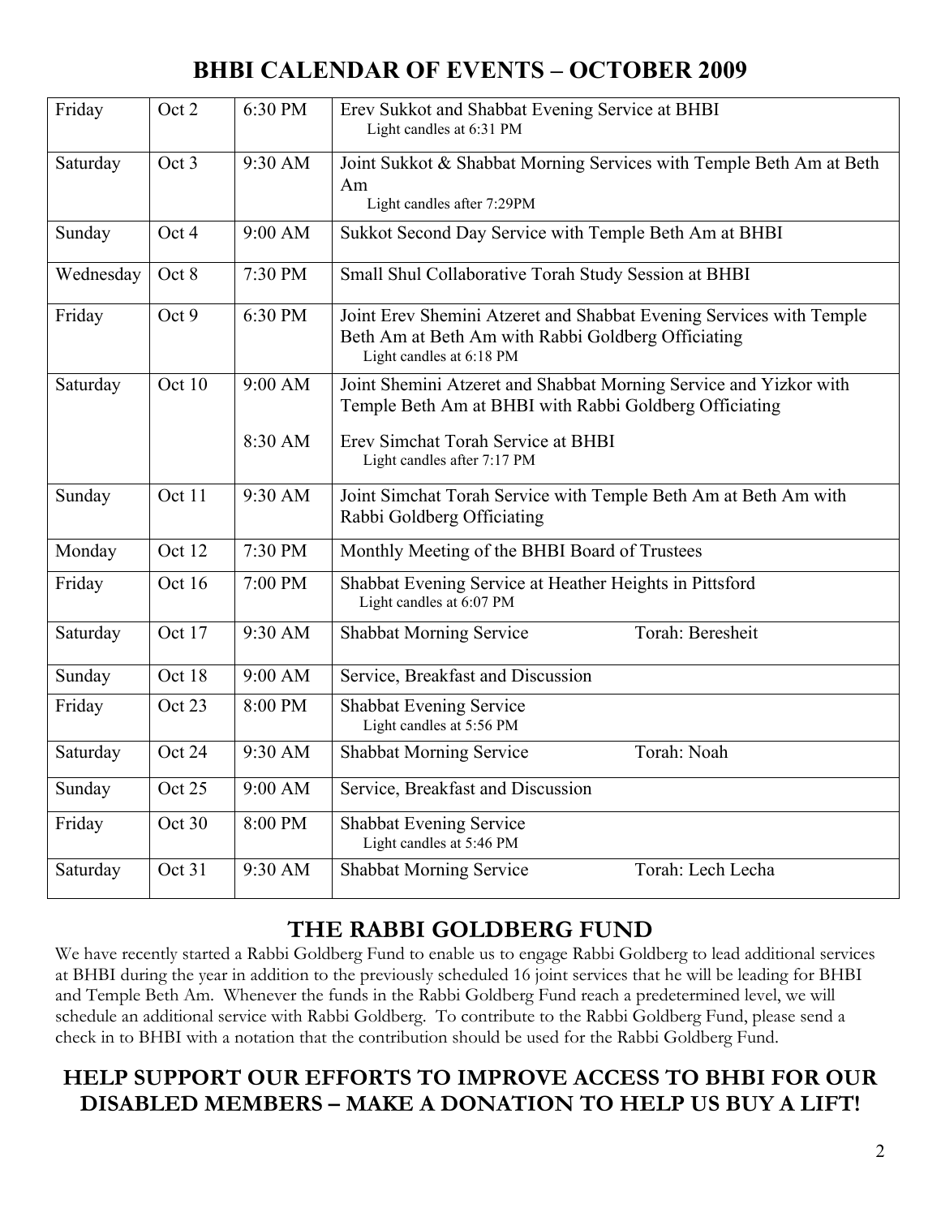# BHBI CALENDAR OF EVENTS – OCTOBER 2009

| | | | |
|---|---|---|---|
| Friday | Oct 2 | 6:30 PM | Erev Sukkot and Shabbat Evening Service at BHBI<br>Light candles at 6:31 PM |
| Saturday | Oct 3 | 9:30 AM | Joint Sukkot & Shabbat Morning Services with Temple Beth Am at Beth Am<br>Light candles after 7:29PM |
| Sunday | Oct 4 | 9:00 AM | Sukkot Second Day Service with Temple Beth Am at BHBI |
| Wednesday | Oct 8 | 7:30 PM | Small Shul Collaborative Torah Study Session at BHBI |
| Friday | Oct 9 | 6:30 PM | Joint Erev Shemini Atzeret and Shabbat Evening Services with Temple Beth Am at Beth Am with Rabbi Goldberg Officiating<br>Light candles at 6:18 PM |
| Saturday | Oct 10 | 9:00 AM<br><br>8:30 AM | Joint Shemini Atzeret and Shabbat Morning Service and Yizkor with Temple Beth Am at BHBI with Rabbi Goldberg Officiating<br><br>Erev Simchat Torah Service at BHBI<br>Light candles after 7:17 PM |
| Sunday | Oct 11 | 9:30 AM | Joint Simchat Torah Service with Temple Beth Am at Beth Am with Rabbi Goldberg Officiating |
| Monday | Oct 12 | 7:30 PM | Monthly Meeting of the BHBI Board of Trustees |
| Friday | Oct 16 | 7:00 PM | Shabbat Evening Service at Heather Heights in Pittsford<br>Light candles at 6:07 PM |
| Saturday | Oct 17 | 9:30 AM | Shabbat Morning Service Torah: Beresheit |
| Sunday | Oct 18 | 9:00 AM | Service, Breakfast and Discussion |
| Friday | Oct 23 | 8:00 PM | Shabbat Evening Service<br>Light candles at 5:56 PM |
| Saturday | Oct 24 | 9:30 AM | Shabbat Morning Service Torah: Noah |
| Sunday | Oct 25 | 9:00 AM | Service, Breakfast and Discussion |
| Friday | Oct 30 | 8:00 PM | Shabbat Evening Service<br>Light candles at 5:46 PM |
| Saturday | Oct 31 | 9:30 AM | Shabbat Morning Service Torah: Lech Lecha |

## THE RABBI GOLDBERG FUND

We have recently started a Rabbi Goldberg Fund to enable us to engage Rabbi Goldberg to lead additional services at BHBI during the year in addition to the previously scheduled 16 joint services that he will be leading for BHBI and Temple Beth Am. Whenever the funds in the Rabbi Goldberg Fund reach a predetermined level, we will schedule an additional service with Rabbi Goldberg. To contribute to the Rabbi Goldberg Fund, please send a check in to BHBI with a notation that the contribution should be used for the Rabbi Goldberg Fund.

## HELP SUPPORT OUR EFFORTS TO IMPROVE ACCESS TO BHBI FOR OUR DISABLED MEMBERS – MAKE A DONATION TO HELP US BUY A LIFT!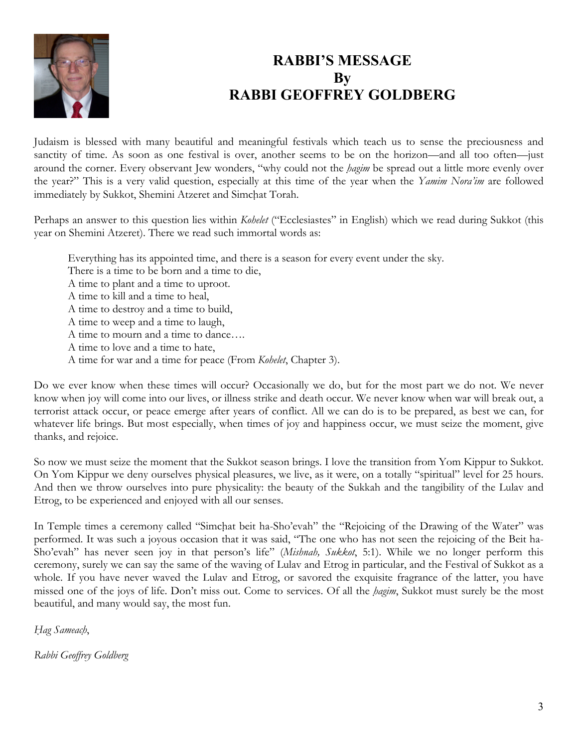# RABBI'S MESSAGE
# By
# RABBI GEOFFREY GOLDBERG

Judaism is blessed with many beautiful and meaningful festivals which teach us to sense the preciousness and sanctity of time. As soon as one festival is over, another seems to be on the horizon—and all too often—just around the corner. Every observant Jew wonders, "why could not the *ḥagim* be spread out a little more evenly over the year?" This is a very valid question, especially at this time of the year when the *Yamim Nora'im* are followed immediately by Sukkot, Shemini Atzeret and Simcḥat Torah.

Perhaps an answer to this question lies within *Kohelet* ("Ecclesiastes" in English) which we read during Sukkot (this year on Shemini Atzeret). There we read such immortal words as:

> Everything has its appointed time, and there is a season for every event under the sky.
> There is a time to be born and a time to die,
> A time to plant and a time to uproot.
> A time to kill and a time to heal,
> A time to destroy and a time to build,
> A time to weep and a time to laugh,
> A time to mourn and a time to dance….
> A time to love and a time to hate,
> A time for war and a time for peace (From *Kohelet*, Chapter 3).

Do we ever know when these times will occur? Occasionally we do, but for the most part we do not. We never know when joy will come into our lives, or illness strike and death occur. We never know when war will break out, a terrorist attack occur, or peace emerge after years of conflict. All we can do is to be prepared, as best we can, for whatever life brings. But most especially, when times of joy and happiness occur, we must seize the moment, give thanks, and rejoice.

So now we must seize the moment that the Sukkot season brings. I love the transition from Yom Kippur to Sukkot. On Yom Kippur we deny ourselves physical pleasures, we live, as it were, on a totally "spiritual" level for 25 hours. And then we throw ourselves into pure physicality: the beauty of the Sukkah and the tangibility of the Lulav and Etrog, to be experienced and enjoyed with all our senses.

In Temple times a ceremony called "Simcḥat beit ha-Sho'evah" the "Rejoicing of the Drawing of the Water" was performed. It was such a joyous occasion that it was said, "The one who has not seen the rejoicing of the Beit ha-Sho'evah" has never seen joy in that person's life" (*Mishnah, Sukkot*, 5:1). While we no longer perform this ceremony, surely we can say the same of the waving of Lulav and Etrog in particular, and the Festival of Sukkot as a whole. If you have never waved the Lulav and Etrog, or savored the exquisite fragrance of the latter, you have missed one of the joys of life. Don't miss out. Come to services. Of all the *ḥagim*, Sukkot must surely be the most beautiful, and many would say, the most fun.

*Ḥag Sameaḥ*,

*Rabbi Geoffrey Goldberg*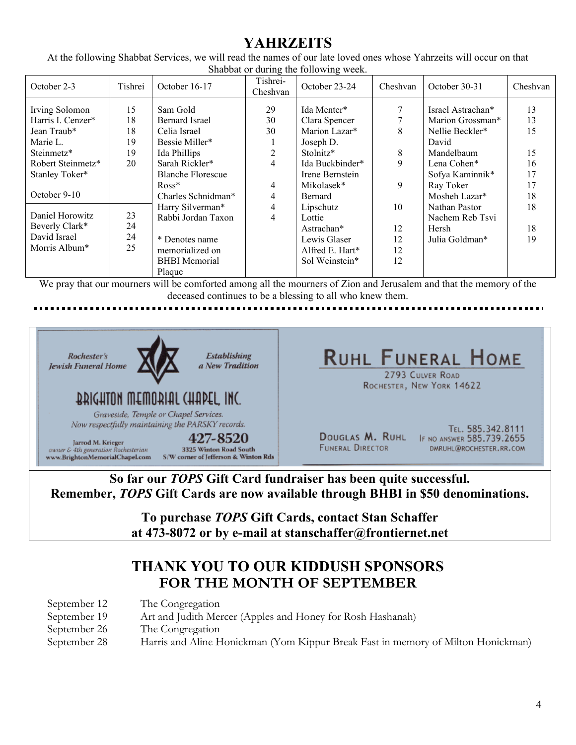# YAHRZEITS

At the following Shabbat Services, we will read the names of our late loved ones whose Yahrzeits will occur on that Shabbat or during the following week.

| October 2-3 | Tishrei | October 16-17 | Tishrei-Cheshvan | October 23-24 | Cheshvan | October 30-31 | Cheshvan |
|---|---|---|---|---|---|---|---|
| Irving Solomon | 15 | Sam Gold | 29 | Ida Menter* | 7 | Israel Astrachan* | 13 |
| Harris I. Cenzer* | 18 | Bernard Israel | 30 | Clara Spencer | 7 | Marion Grossman* | 13 |
| Jean Traub* | 18 | Celia Israel | 30 | Marion Lazar* | 8 | Nellie Beckler* | 15 |
| Marie L. Steinmetz* | 19 | Bessie Miller* | 1 | Joseph D. Stolnitz* | 8 | David Mandelbaum | 15 |
| Robert Steinmetz* | 19 | Ida Phillips | 2 | Ida Buckbinder* | 9 | Lena Cohen* | 16 |
| Stanley Toker* | 20 | Sarah Rickler* | 4 | Irene Bernstein Mikolasek* | 9 | Sofya Kaminnik* | 17 |
| | | Blanche Florescue Ross* | 4 | Bernard Lipschutz | 10 | Ray Toker | 17 |
| **October 9-10** | | Charles Schnidman* | 4 | Lottie Astrachan* | 12 | Mosheh Lazar* | 18 |
| Daniel Horowitz | 23 | Harry Silverman* | 4 | Lewis Glaser | 12 | Nathan Pastor | 18 |
| Beverly Clark* | 24 | Rabbi Jordan Taxon | 4 | Alfred E. Hart* | 12 | Nachem Reb Tsvi Hersh | 18 |
| David Israel | 24 | | | Sol Weinstein* | 12 | Julia Goldman* | 19 |
| Morris Album* | 25 | * Denotes name memorialized on BHBI Memorial Plaque | | | | | |

We pray that our mourners will be comforted among all the mourners of Zion and Jerusalem and that the memory of the deceased continues to be a blessing to all who knew them.

Rochester's Jewish Funeral Home — Establishing a New Tradition

BRIGHTON MEMORIAL CHAPEL, INC.

Graveside, Temple or Chapel Services.
Now respectfully maintaining the PARSKY records.

427-8520

Jarrod M. Krieger
owner & 4th generation Rochesterian
www.BrightonMemorialChapel.com

3325 Winton Road South
S/W corner of Jefferson & Winton Rds

RUHL FUNERAL HOME
2793 Culver Road
Rochester, New York 14622

Douglas M. Ruhl
Funeral Director

Tel. 585.342.8111
If no answer 585.739.2655
DMRUHL@ROCHESTER.RR.COM

**So far our *TOPS* Gift Card fundraiser has been quite successful.**
**Remember, *TOPS* Gift Cards are now available through BHBI in $50 denominations.**

**To purchase *TOPS* Gift Cards, contact Stan Schaffer at 473-8072 or by e-mail at stanschaffer@frontiernet.net**

## THANK YOU TO OUR KIDDUSH SPONSORS FOR THE MONTH OF SEPTEMBER

| | |
|---|---|
| September 12 | The Congregation |
| September 19 | Art and Judith Mercer (Apples and Honey for Rosh Hashanah) |
| September 26 | The Congregation |
| September 28 | Harris and Aline Honickman (Yom Kippur Break Fast in memory of Milton Honickman) |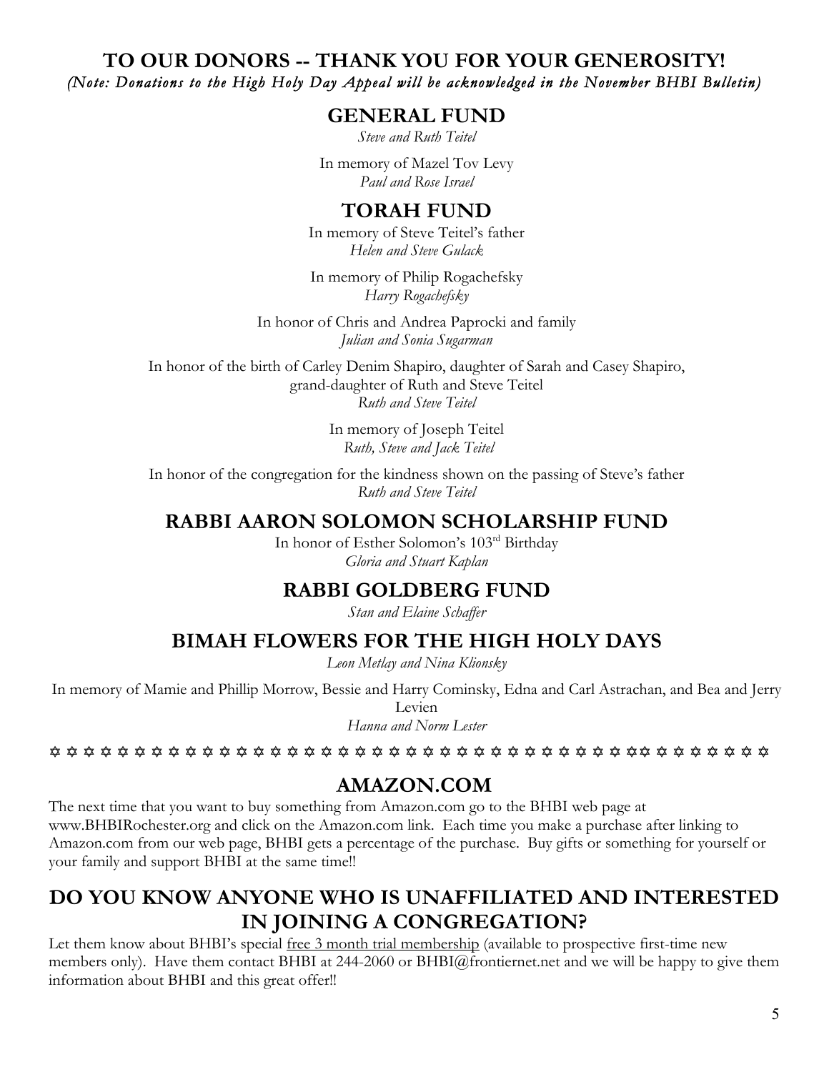# TO OUR DONORS -- THANK YOU FOR YOUR GENEROSITY!

*(Note: Donations to the High Holy Day Appeal will be acknowledged in the November BHBI Bulletin)*

## GENERAL FUND

*Steve and Ruth Teitel*

In memory of Mazel Tov Levy
*Paul and Rose Israel*

## TORAH FUND

In memory of Steve Teitel's father
*Helen and Steve Gulack*

In memory of Philip Rogachefsky
*Harry Rogachefsky*

In honor of Chris and Andrea Paprocki and family
*Julian and Sonia Sugarman*

In honor of the birth of Carley Denim Shapiro, daughter of Sarah and Casey Shapiro, grand-daughter of Ruth and Steve Teitel
*Ruth and Steve Teitel*

In memory of Joseph Teitel
*Ruth, Steve and Jack Teitel*

In honor of the congregation for the kindness shown on the passing of Steve's father
*Ruth and Steve Teitel*

## RABBI AARON SOLOMON SCHOLARSHIP FUND

In honor of Esther Solomon's 103rd Birthday
*Gloria and Stuart Kaplan*

## RABBI GOLDBERG FUND

*Stan and Elaine Schaffer*

## BIMAH FLOWERS FOR THE HIGH HOLY DAYS

*Leon Metlay and Nina Klionsky*

In memory of Mamie and Phillip Morrow, Bessie and Harry Cominsky, Edna and Carl Astrachan, and Bea and Jerry Levien
*Hanna and Norm Lester*

✡ ✡ ✡ ✡ ✡ ✡ ✡ ✡ ✡ ✡ ✡ ✡ ✡ ✡ ✡ ✡ ✡ ✡ ✡ ✡ ✡ ✡ ✡ ✡ ✡ ✡ ✡ ✡ ✡ ✡ ✡ ✡ ✡ ✡ ✡ ✡ ✡ ✡ ✡ ✡ ✡ ✡ ✡ ✡ ✡

## AMAZON.COM

The next time that you want to buy something from Amazon.com go to the BHBI web page at www.BHBIRochester.org and click on the Amazon.com link. Each time you make a purchase after linking to Amazon.com from our web page, BHBI gets a percentage of the purchase. Buy gifts or something for yourself or your family and support BHBI at the same time!!

## DO YOU KNOW ANYONE WHO IS UNAFFILIATED AND INTERESTED IN JOINING A CONGREGATION?

Let them know about BHBI's special free 3 month trial membership (available to prospective first-time new members only). Have them contact BHBI at 244-2060 or BHBI@frontiernet.net and we will be happy to give them information about BHBI and this great offer!!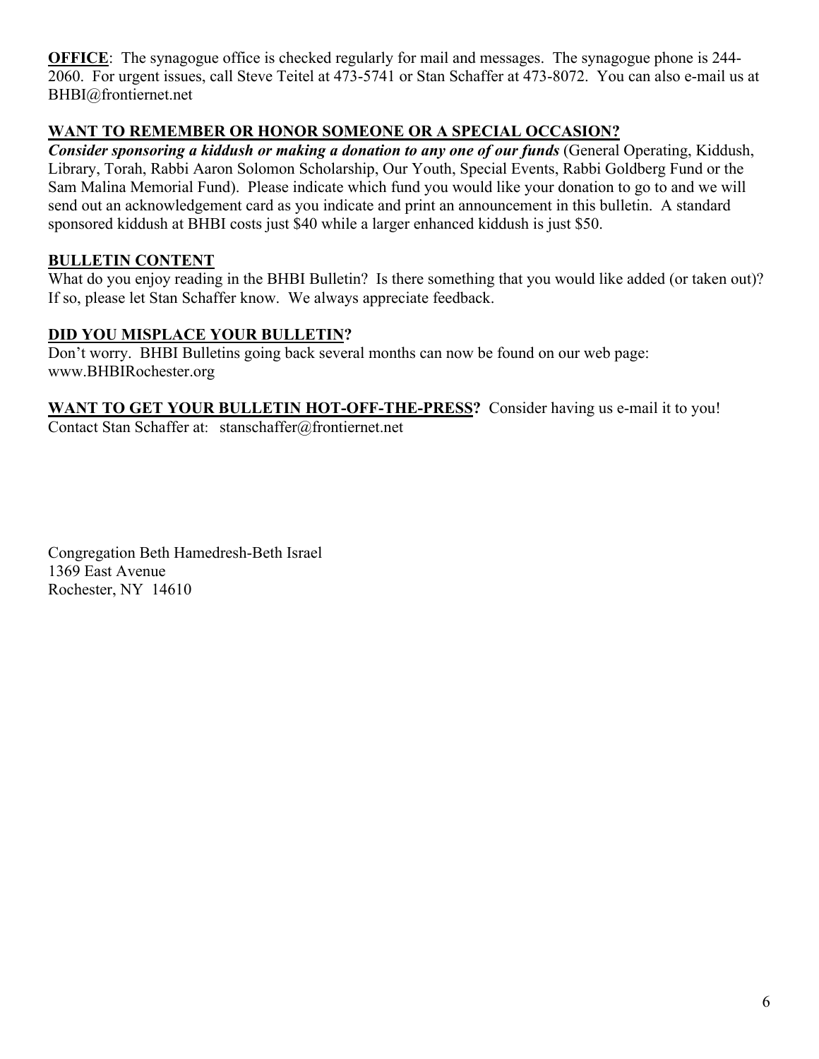**OFFICE**: The synagogue office is checked regularly for mail and messages. The synagogue phone is 244-2060. For urgent issues, call Steve Teitel at 473-5741 or Stan Schaffer at 473-8072. You can also e-mail us at BHBI@frontiernet.net

**WANT TO REMEMBER OR HONOR SOMEONE OR A SPECIAL OCCASION?**

***Consider sponsoring a kiddush or making a donation to any one of our funds*** (General Operating, Kiddush, Library, Torah, Rabbi Aaron Solomon Scholarship, Our Youth, Special Events, Rabbi Goldberg Fund or the Sam Malina Memorial Fund). Please indicate which fund you would like your donation to go to and we will send out an acknowledgement card as you indicate and print an announcement in this bulletin. A standard sponsored kiddush at BHBI costs just $40 while a larger enhanced kiddush is just $50.

**BULLETIN CONTENT**

What do you enjoy reading in the BHBI Bulletin? Is there something that you would like added (or taken out)? If so, please let Stan Schaffer know. We always appreciate feedback.

**DID YOU MISPLACE YOUR BULLETIN?**

Don't worry. BHBI Bulletins going back several months can now be found on our web page: www.BHBIRochester.org

**WANT TO GET YOUR BULLETIN HOT-OFF-THE-PRESS?** Consider having us e-mail it to you! Contact Stan Schaffer at: stanschaffer@frontiernet.net

Congregation Beth Hamedresh-Beth Israel
1369 East Avenue
Rochester, NY 14610